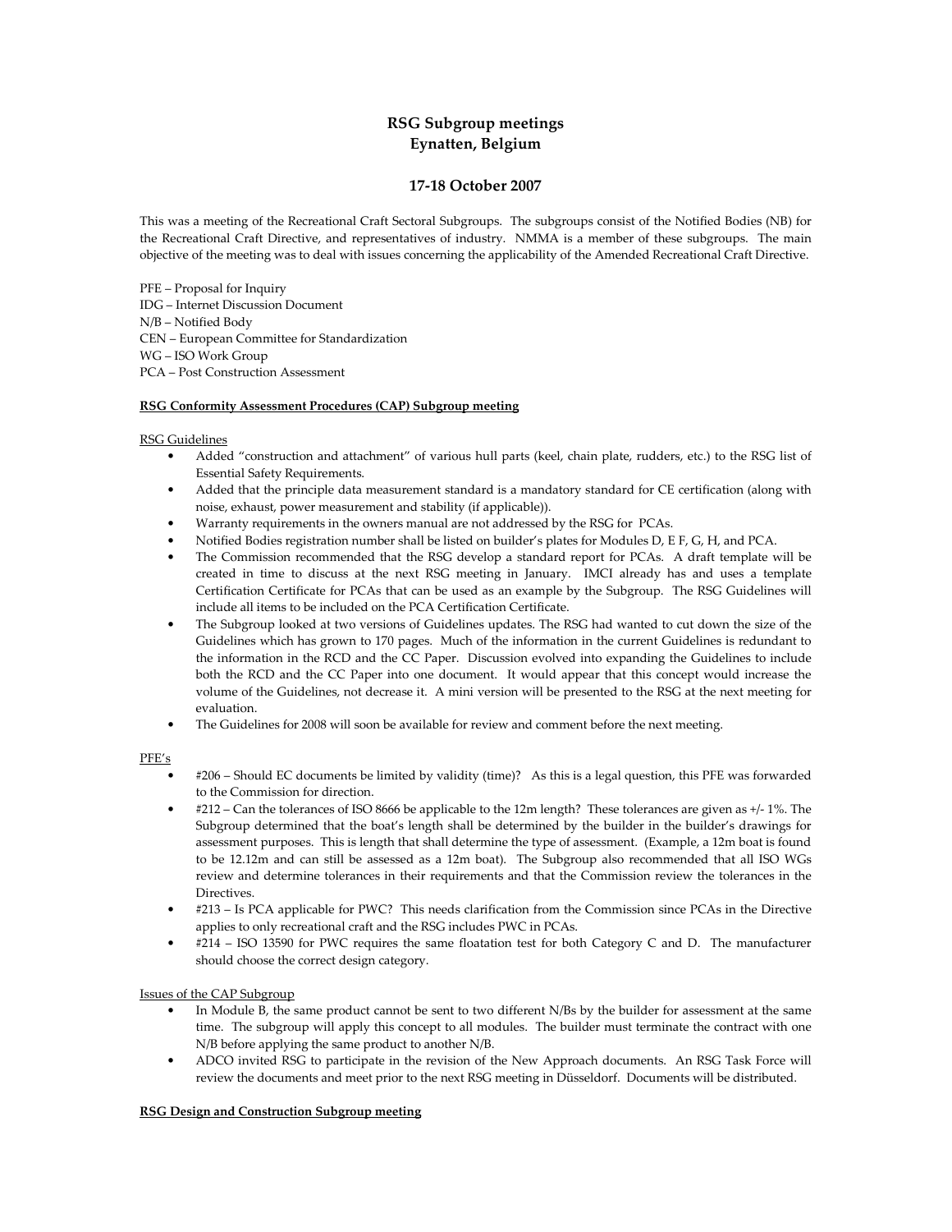# RSG Subgroup meetings
## Eynatten, Belgium

## 17-18 October 2007

This was a meeting of the Recreational Craft Sectoral Subgroups. The subgroups consist of the Notified Bodies (NB) for the Recreational Craft Directive, and representatives of industry. NMMA is a member of these subgroups. The main objective of the meeting was to deal with issues concerning the applicability of the Amended Recreational Craft Directive.

PFE – Proposal for Inquiry
IDG – Internet Discussion Document
N/B – Notified Body
CEN – European Committee for Standardization
WG – ISO Work Group
PCA – Post Construction Assessment

**RSG Conformity Assessment Procedures (CAP) Subgroup meeting**

RSG Guidelines

- Added "construction and attachment" of various hull parts (keel, chain plate, rudders, etc.) to the RSG list of Essential Safety Requirements.
- Added that the principle data measurement standard is a mandatory standard for CE certification (along with noise, exhaust, power measurement and stability (if applicable)).
- Warranty requirements in the owners manual are not addressed by the RSG for PCAs.
- Notified Bodies registration number shall be listed on builder's plates for Modules D, E F, G, H, and PCA.
- The Commission recommended that the RSG develop a standard report for PCAs. A draft template will be created in time to discuss at the next RSG meeting in January. IMCI already has and uses a template Certification Certificate for PCAs that can be used as an example by the Subgroup. The RSG Guidelines will include all items to be included on the PCA Certification Certificate.
- The Subgroup looked at two versions of Guidelines updates. The RSG had wanted to cut down the size of the Guidelines which has grown to 170 pages. Much of the information in the current Guidelines is redundant to the information in the RCD and the CC Paper. Discussion evolved into expanding the Guidelines to include both the RCD and the CC Paper into one document. It would appear that this concept would increase the volume of the Guidelines, not decrease it. A mini version will be presented to the RSG at the next meeting for evaluation.
- The Guidelines for 2008 will soon be available for review and comment before the next meeting.

PFE's

- #206 – Should EC documents be limited by validity (time)? As this is a legal question, this PFE was forwarded to the Commission for direction.
- #212 – Can the tolerances of ISO 8666 be applicable to the 12m length? These tolerances are given as +/- 1%. The Subgroup determined that the boat's length shall be determined by the builder in the builder's drawings for assessment purposes. This is length that shall determine the type of assessment. (Example, a 12m boat is found to be 12.12m and can still be assessed as a 12m boat). The Subgroup also recommended that all ISO WGs review and determine tolerances in their requirements and that the Commission review the tolerances in the Directives.
- #213 – Is PCA applicable for PWC? This needs clarification from the Commission since PCAs in the Directive applies to only recreational craft and the RSG includes PWC in PCAs.
- #214 – ISO 13590 for PWC requires the same floatation test for both Category C and D. The manufacturer should choose the correct design category.

Issues of the CAP Subgroup

- In Module B, the same product cannot be sent to two different N/Bs by the builder for assessment at the same time. The subgroup will apply this concept to all modules. The builder must terminate the contract with one N/B before applying the same product to another N/B.
- ADCO invited RSG to participate in the revision of the New Approach documents. An RSG Task Force will review the documents and meet prior to the next RSG meeting in Düsseldorf. Documents will be distributed.

**RSG Design and Construction Subgroup meeting**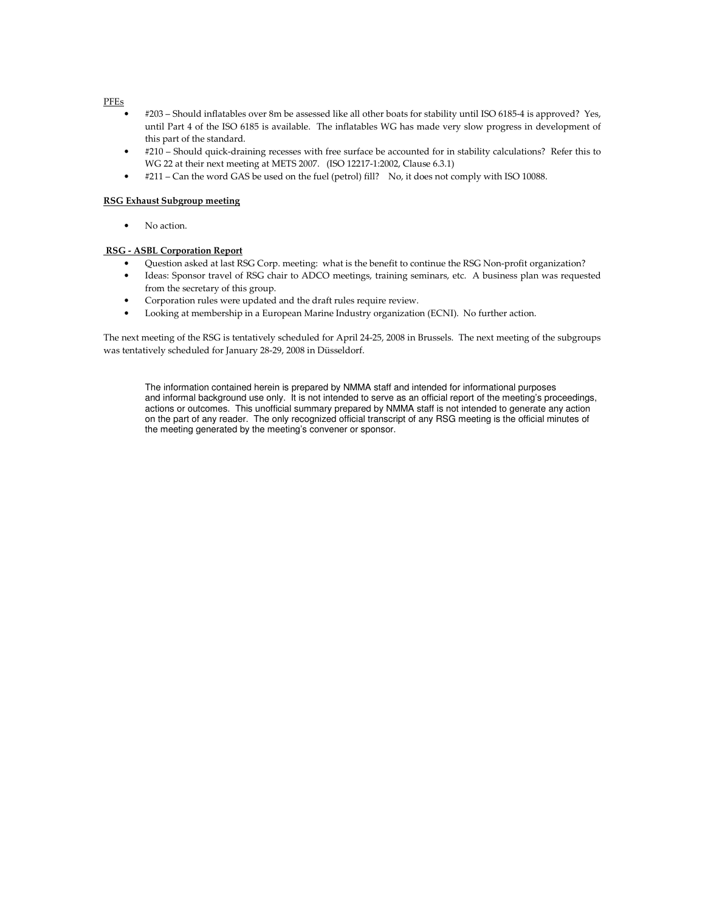PFEs

- #203 – Should inflatables over 8m be assessed like all other boats for stability until ISO 6185-4 is approved? Yes, until Part 4 of the ISO 6185 is available. The inflatables WG has made very slow progress in development of this part of the standard.
- #210 – Should quick-draining recesses with free surface be accounted for in stability calculations? Refer this to WG 22 at their next meeting at METS 2007. (ISO 12217-1:2002, Clause 6.3.1)
- #211 – Can the word GAS be used on the fuel (petrol) fill? No, it does not comply with ISO 10088.

**RSG Exhaust Subgroup meeting**

- No action.

**RSG - ASBL Corporation Report**

- Question asked at last RSG Corp. meeting: what is the benefit to continue the RSG Non-profit organization?
- Ideas: Sponsor travel of RSG chair to ADCO meetings, training seminars, etc. A business plan was requested from the secretary of this group.
- Corporation rules were updated and the draft rules require review.
- Looking at membership in a European Marine Industry organization (ECNI). No further action.

The next meeting of the RSG is tentatively scheduled for April 24-25, 2008 in Brussels. The next meeting of the subgroups was tentatively scheduled for January 28-29, 2008 in Düsseldorf.

The information contained herein is prepared by NMMA staff and intended for informational purposes and informal background use only. It is not intended to serve as an official report of the meeting's proceedings, actions or outcomes. This unofficial summary prepared by NMMA staff is not intended to generate any action on the part of any reader. The only recognized official transcript of any RSG meeting is the official minutes of the meeting generated by the meeting's convener or sponsor.